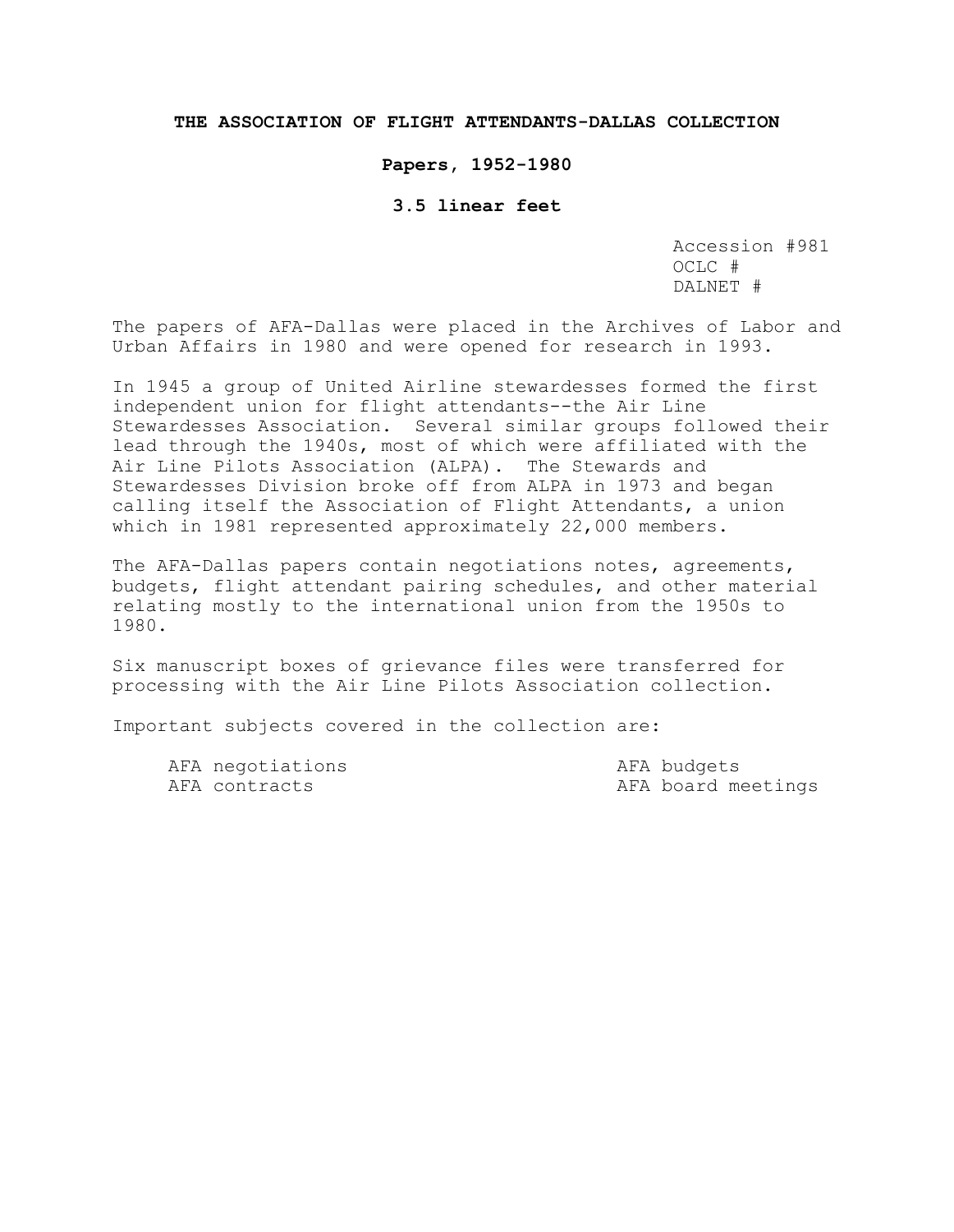# THE ASSOCIATION OF FLIGHT ATTENDANTS-DALLAS COLLECTION

**Papers, 1952-1980**

**3.5 linear feet**

Accession #981
OCLC #
DALNET #

The papers of AFA-Dallas were placed in the Archives of Labor and Urban Affairs in 1980 and were opened for research in 1993.

In 1945 a group of United Airline stewardesses formed the first independent union for flight attendants--the Air Line Stewardesses Association. Several similar groups followed their lead through the 1940s, most of which were affiliated with the Air Line Pilots Association (ALPA). The Stewards and Stewardesses Division broke off from ALPA in 1973 and began calling itself the Association of Flight Attendants, a union which in 1981 represented approximately 22,000 members.

The AFA-Dallas papers contain negotiations notes, agreements, budgets, flight attendant pairing schedules, and other material relating mostly to the international union from the 1950s to 1980.

Six manuscript boxes of grievance files were transferred for processing with the Air Line Pilots Association collection.

Important subjects covered in the collection are:

- AFA negotiations
- AFA contracts
- AFA budgets
- AFA board meetings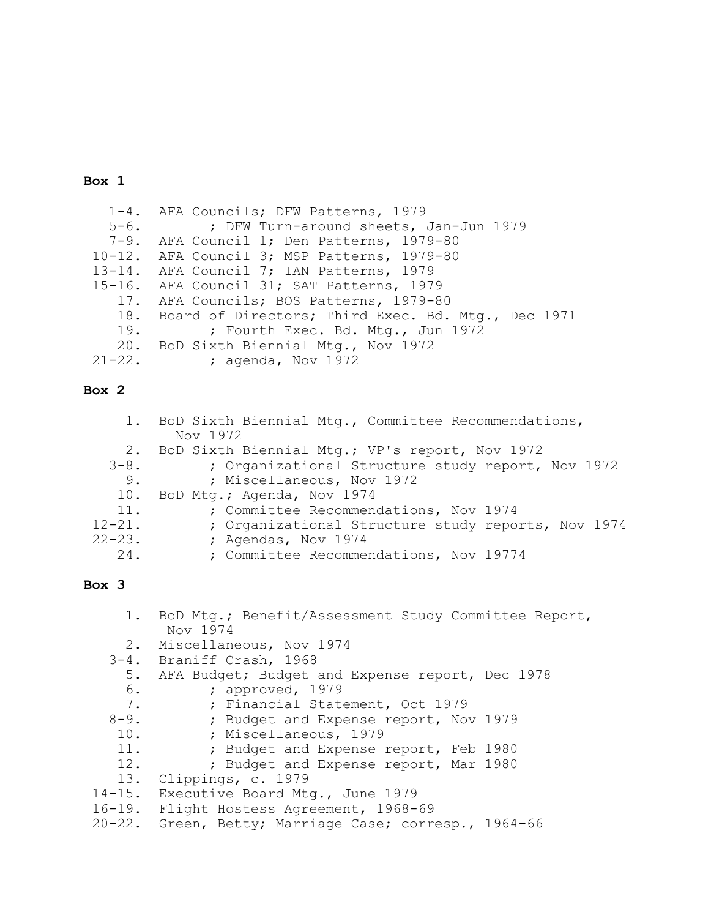**Box 1**

1-4. AFA Councils; DFW Patterns, 1979
5-6. ; DFW Turn-around sheets, Jan-Jun 1979
7-9. AFA Council 1; Den Patterns, 1979-80
10-12. AFA Council 3; MSP Patterns, 1979-80
13-14. AFA Council 7; IAN Patterns, 1979
15-16. AFA Council 31; SAT Patterns, 1979
17. AFA Councils; BOS Patterns, 1979-80
18. Board of Directors; Third Exec. Bd. Mtg., Dec 1971
19. ; Fourth Exec. Bd. Mtg., Jun 1972
20. BoD Sixth Biennial Mtg., Nov 1972
21-22. ; agenda, Nov 1972

**Box 2**

1. BoD Sixth Biennial Mtg., Committee Recommendations, Nov 1972
2. BoD Sixth Biennial Mtg.; VP's report, Nov 1972
3-8. ; Organizational Structure study report, Nov 1972
9. ; Miscellaneous, Nov 1972
10. BoD Mtg.; Agenda, Nov 1974
11. ; Committee Recommendations, Nov 1974
12-21. ; Organizational Structure study reports, Nov 1974
22-23. ; Agendas, Nov 1974
24. ; Committee Recommendations, Nov 19774

**Box 3**

1. BoD Mtg.; Benefit/Assessment Study Committee Report, Nov 1974
2. Miscellaneous, Nov 1974
3-4. Braniff Crash, 1968
5. AFA Budget; Budget and Expense report, Dec 1978
6. ; approved, 1979
7. ; Financial Statement, Oct 1979
8-9. ; Budget and Expense report, Nov 1979
10. ; Miscellaneous, 1979
11. ; Budget and Expense report, Feb 1980
12. ; Budget and Expense report, Mar 1980
13. Clippings, c. 1979
14-15. Executive Board Mtg., June 1979
16-19. Flight Hostess Agreement, 1968-69
20-22. Green, Betty; Marriage Case; corresp., 1964-66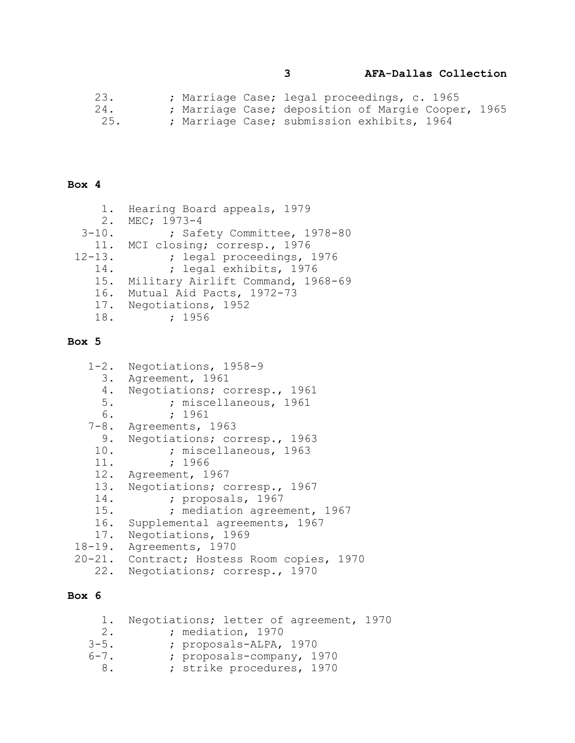23. ; Marriage Case; legal proceedings, c. 1965
24. ; Marriage Case; deposition of Margie Cooper, 1965
25. ; Marriage Case; submission exhibits, 1964

**Box 4**

1. Hearing Board appeals, 1979
2. MEC; 1973-4
3-10. ; Safety Committee, 1978-80
11. MCI closing; corresp., 1976
12-13. ; legal proceedings, 1976
14. ; legal exhibits, 1976
15. Military Airlift Command, 1968-69
16. Mutual Aid Pacts, 1972-73
17. Negotiations, 1952
18. ; 1956

**Box 5**

1-2. Negotiations, 1958-9
3. Agreement, 1961
4. Negotiations; corresp., 1961
5. ; miscellaneous, 1961
6. ; 1961
7-8. Agreements, 1963
9. Negotiations; corresp., 1963
10. ; miscellaneous, 1963
11. ; 1966
12. Agreement, 1967
13. Negotiations; corresp., 1967
14. ; proposals, 1967
15. ; mediation agreement, 1967
16. Supplemental agreements, 1967
17. Negotiations, 1969
18-19. Agreements, 1970
20-21. Contract; Hostess Room copies, 1970
22. Negotiations; corresp., 1970

**Box 6**

1. Negotiations; letter of agreement, 1970
2. ; mediation, 1970
3-5. ; proposals-ALPA, 1970
6-7. ; proposals-company, 1970
8. ; strike procedures, 1970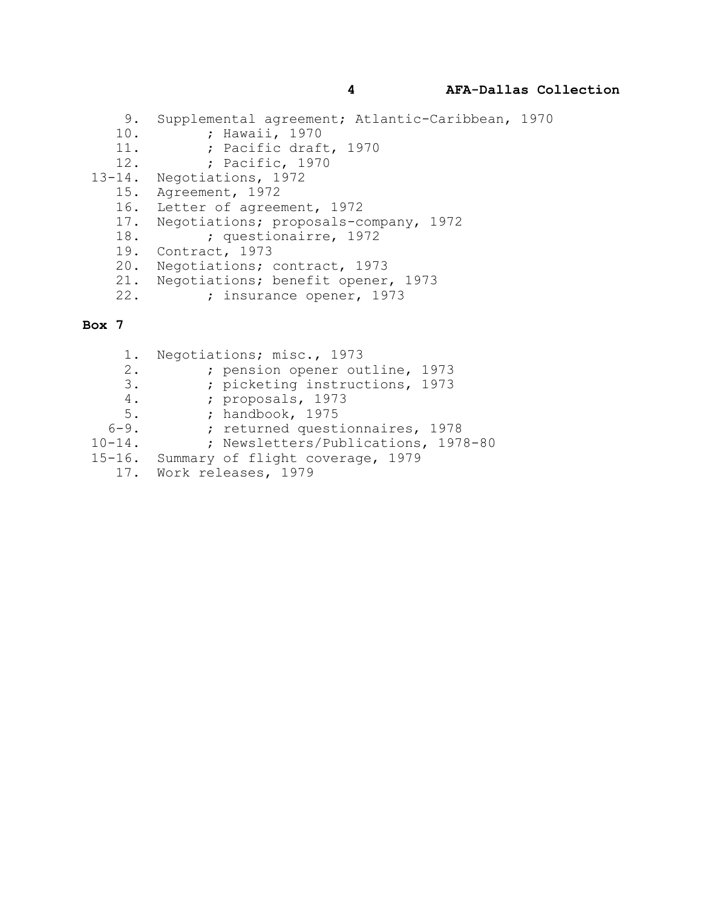9. Supplemental agreement; Atlantic-Caribbean, 1970
10. ; Hawaii, 1970
11. ; Pacific draft, 1970
12. ; Pacific, 1970
13-14. Negotiations, 1972
15. Agreement, 1972
16. Letter of agreement, 1972
17. Negotiations; proposals-company, 1972
18. ; questionairre, 1972
19. Contract, 1973
20. Negotiations; contract, 1973
21. Negotiations; benefit opener, 1973
22. ; insurance opener, 1973

**Box 7**

1. Negotiations; misc., 1973
2. ; pension opener outline, 1973
3. ; picketing instructions, 1973
4. ; proposals, 1973
5. ; handbook, 1975
6-9. ; returned questionnaires, 1978
10-14. ; Newsletters/Publications, 1978-80
15-16. Summary of flight coverage, 1979
17. Work releases, 1979